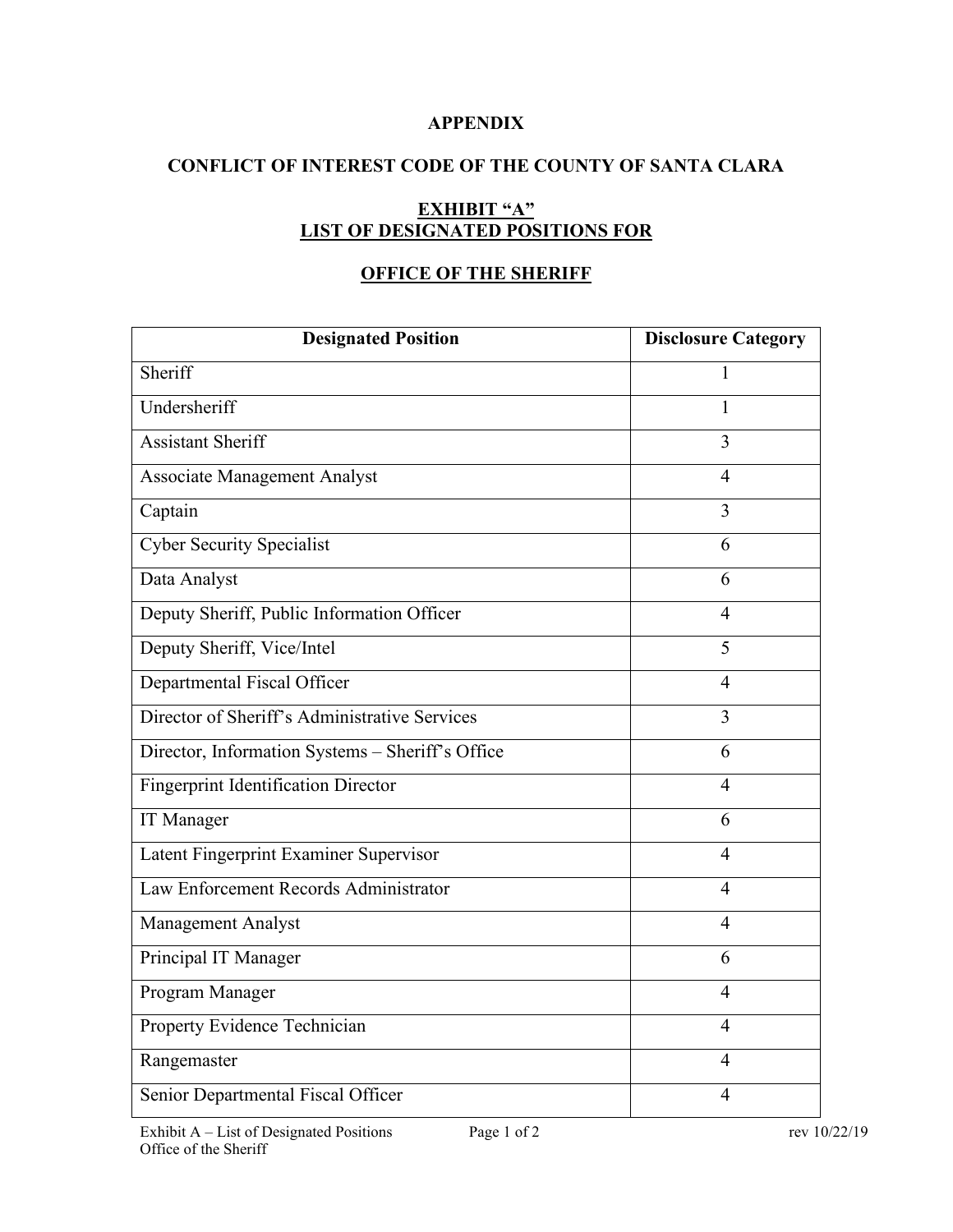# APPENDIX

## CONFLICT OF INTEREST CODE OF THE COUNTY OF SANTA CLARA

## EXHIBIT "A"
## LIST OF DESIGNATED POSITIONS FOR

## OFFICE OF THE SHERIFF

| Designated Position | Disclosure Category |
|---|---|
| Sheriff | 1 |
| Undersheriff | 1 |
| Assistant Sheriff | 3 |
| Associate Management Analyst | 4 |
| Captain | 3 |
| Cyber Security Specialist | 6 |
| Data Analyst | 6 |
| Deputy Sheriff, Public Information Officer | 4 |
| Deputy Sheriff, Vice/Intel | 5 |
| Departmental Fiscal Officer | 4 |
| Director of Sheriff's Administrative Services | 3 |
| Director, Information Systems – Sheriff's Office | 6 |
| Fingerprint Identification Director | 4 |
| IT Manager | 6 |
| Latent Fingerprint Examiner Supervisor | 4 |
| Law Enforcement Records Administrator | 4 |
| Management Analyst | 4 |
| Principal IT Manager | 6 |
| Program Manager | 4 |
| Property Evidence Technician | 4 |
| Rangemaster | 4 |
| Senior Departmental Fiscal Officer | 4 |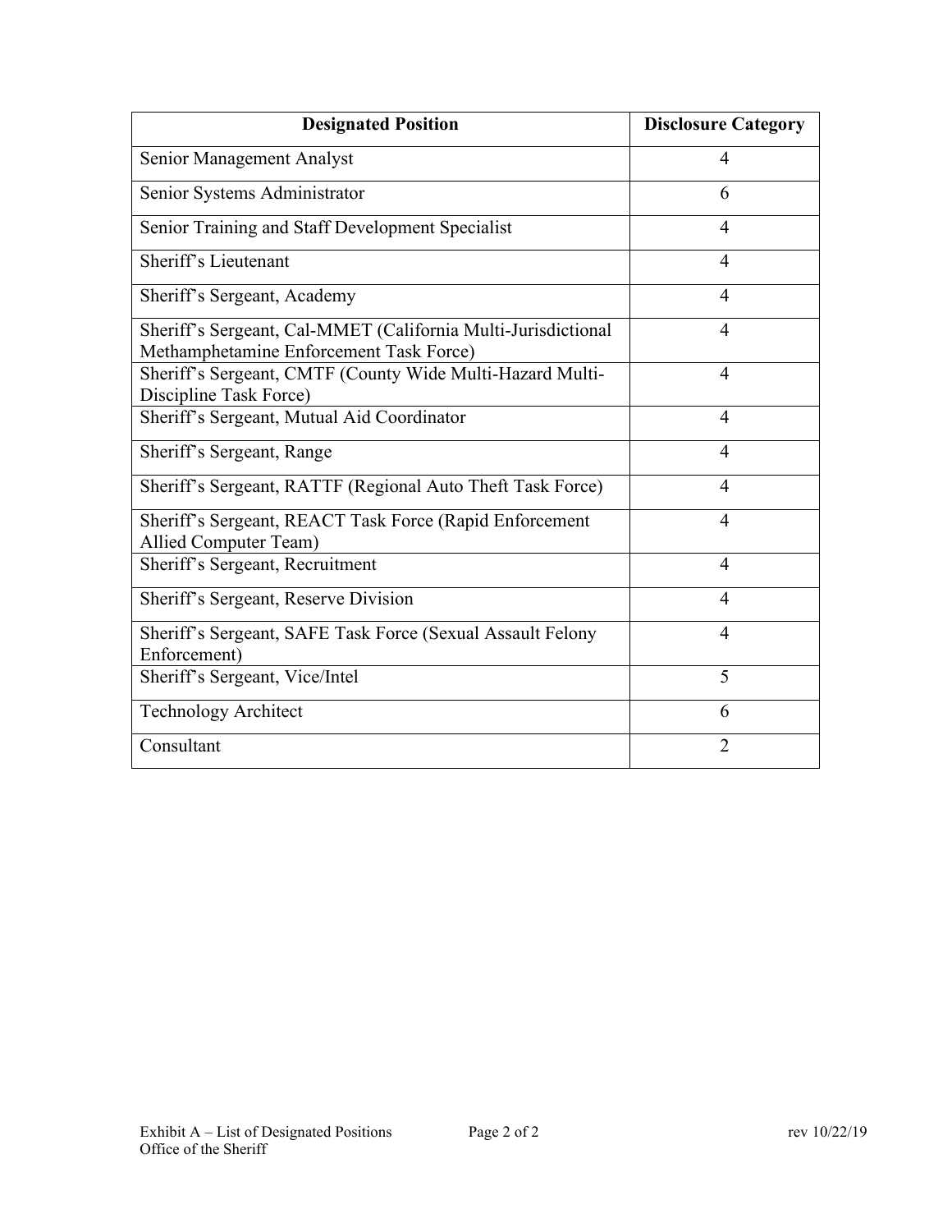| Designated Position | Disclosure Category |
| --- | --- |
| Senior Management Analyst | 4 |
| Senior Systems Administrator | 6 |
| Senior Training and Staff Development Specialist | 4 |
| Sheriff's Lieutenant | 4 |
| Sheriff's Sergeant, Academy | 4 |
| Sheriff's Sergeant, Cal-MMET (California Multi-Jurisdictional Methamphetamine Enforcement Task Force) | 4 |
| Sheriff's Sergeant, CMTF (County Wide Multi-Hazard Multi-Discipline Task Force) | 4 |
| Sheriff's Sergeant, Mutual Aid Coordinator | 4 |
| Sheriff's Sergeant, Range | 4 |
| Sheriff's Sergeant, RATTF (Regional Auto Theft Task Force) | 4 |
| Sheriff's Sergeant, REACT Task Force (Rapid Enforcement Allied Computer Team) | 4 |
| Sheriff's Sergeant, Recruitment | 4 |
| Sheriff's Sergeant, Reserve Division | 4 |
| Sheriff's Sergeant, SAFE Task Force (Sexual Assault Felony Enforcement) | 4 |
| Sheriff's Sergeant, Vice/Intel | 5 |
| Technology Architect | 6 |
| Consultant | 2 |

Exhibit A – List of Designated Positions
Office of the Sheriff

rev 10/22/19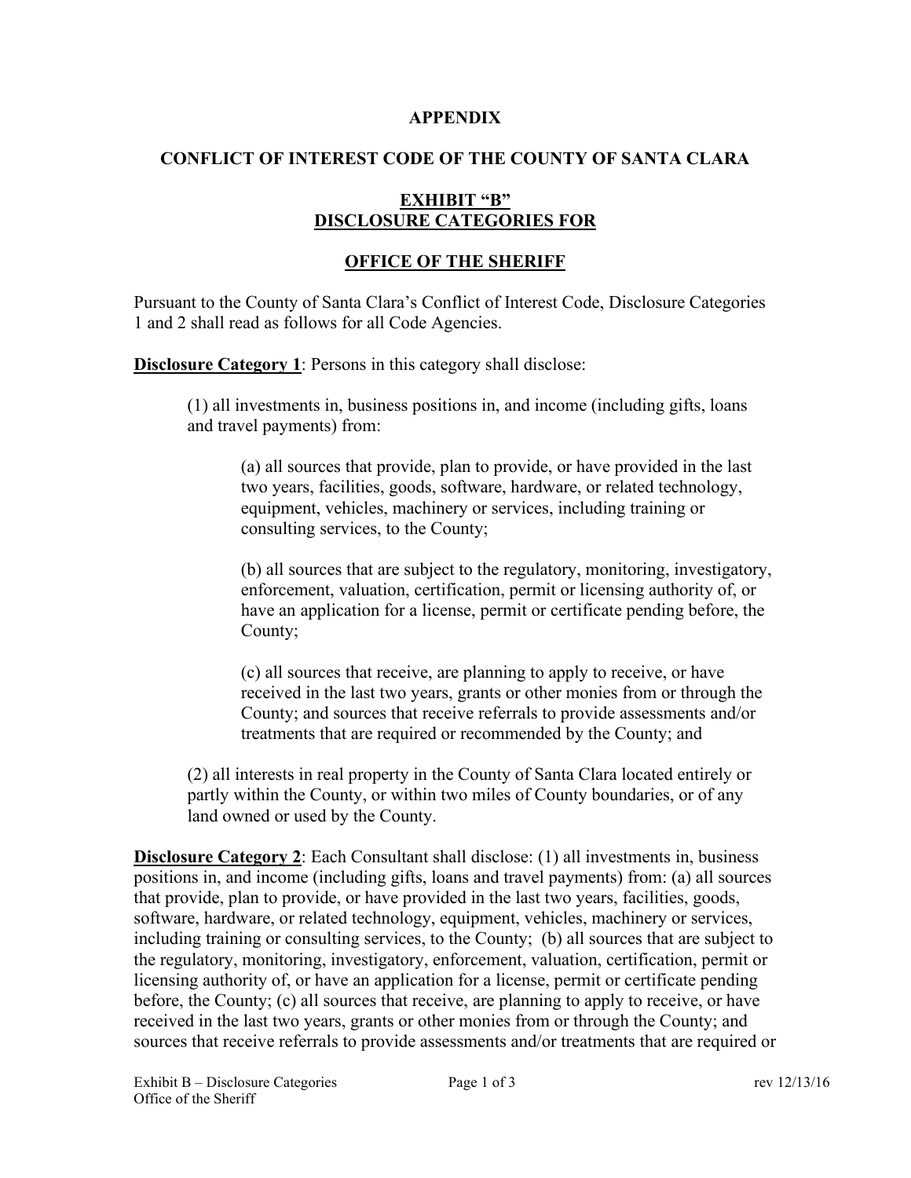# APPENDIX

## CONFLICT OF INTEREST CODE OF THE COUNTY OF SANTA CLARA

## EXHIBIT "B"
## DISCLOSURE CATEGORIES FOR

## OFFICE OF THE SHERIFF

Pursuant to the County of Santa Clara's Conflict of Interest Code, Disclosure Categories 1 and 2 shall read as follows for all Code Agencies.

**Disclosure Category 1**: Persons in this category shall disclose:

> (1) all investments in, business positions in, and income (including gifts, loans and travel payments) from:
>
> > (a) all sources that provide, plan to provide, or have provided in the last two years, facilities, goods, software, hardware, or related technology, equipment, vehicles, machinery or services, including training or consulting services, to the County;
> >
> > (b) all sources that are subject to the regulatory, monitoring, investigatory, enforcement, valuation, certification, permit or licensing authority of, or have an application for a license, permit or certificate pending before, the County;
> >
> > (c) all sources that receive, are planning to apply to receive, or have received in the last two years, grants or other monies from or through the County; and sources that receive referrals to provide assessments and/or treatments that are required or recommended by the County; and
>
> (2) all interests in real property in the County of Santa Clara located entirely or partly within the County, or within two miles of County boundaries, or of any land owned or used by the County.

**Disclosure Category 2**: Each Consultant shall disclose: (1) all investments in, business positions in, and income (including gifts, loans and travel payments) from: (a) all sources that provide, plan to provide, or have provided in the last two years, facilities, goods, software, hardware, or related technology, equipment, vehicles, machinery or services, including training or consulting services, to the County; (b) all sources that are subject to the regulatory, monitoring, investigatory, enforcement, valuation, certification, permit or licensing authority of, or have an application for a license, permit or certificate pending before, the County; (c) all sources that receive, are planning to apply to receive, or have received in the last two years, grants or other monies from or through the County; and sources that receive referrals to provide assessments and/or treatments that are required or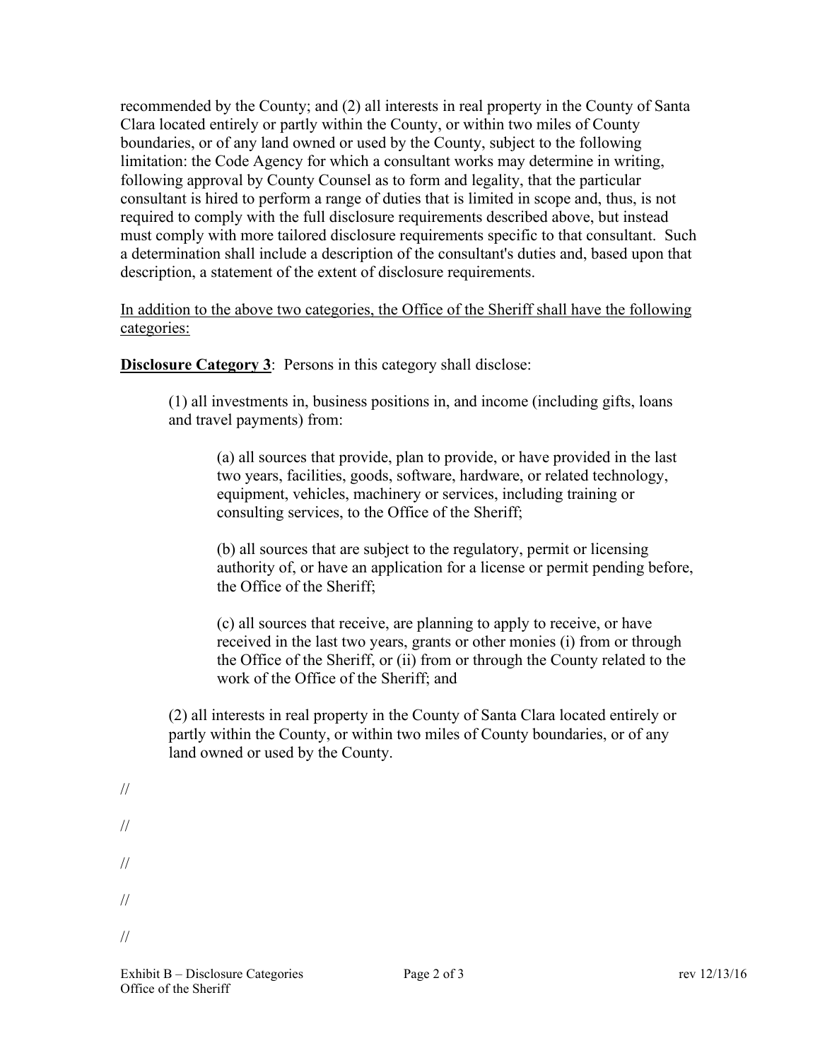recommended by the County; and (2) all interests in real property in the County of Santa Clara located entirely or partly within the County, or within two miles of County boundaries, or of any land owned or used by the County, subject to the following limitation: the Code Agency for which a consultant works may determine in writing, following approval by County Counsel as to form and legality, that the particular consultant is hired to perform a range of duties that is limited in scope and, thus, is not required to comply with the full disclosure requirements described above, but instead must comply with more tailored disclosure requirements specific to that consultant. Such a determination shall include a description of the consultant's duties and, based upon that description, a statement of the extent of disclosure requirements.

<u>In addition to the above two categories, the Office of the Sheriff shall have the following categories:</u>

**<u>Disclosure Category 3</u>**: Persons in this category shall disclose:

> (1) all investments in, business positions in, and income (including gifts, loans and travel payments) from:
>
> > (a) all sources that provide, plan to provide, or have provided in the last two years, facilities, goods, software, hardware, or related technology, equipment, vehicles, machinery or services, including training or consulting services, to the Office of the Sheriff;
> >
> > (b) all sources that are subject to the regulatory, permit or licensing authority of, or have an application for a license or permit pending before, the Office of the Sheriff;
> >
> > (c) all sources that receive, are planning to apply to receive, or have received in the last two years, grants or other monies (i) from or through the Office of the Sheriff, or (ii) from or through the County related to the work of the Office of the Sheriff; and
>
> (2) all interests in real property in the County of Santa Clara located entirely or partly within the County, or within two miles of County boundaries, or of any land owned or used by the County.

//

//

//

//

//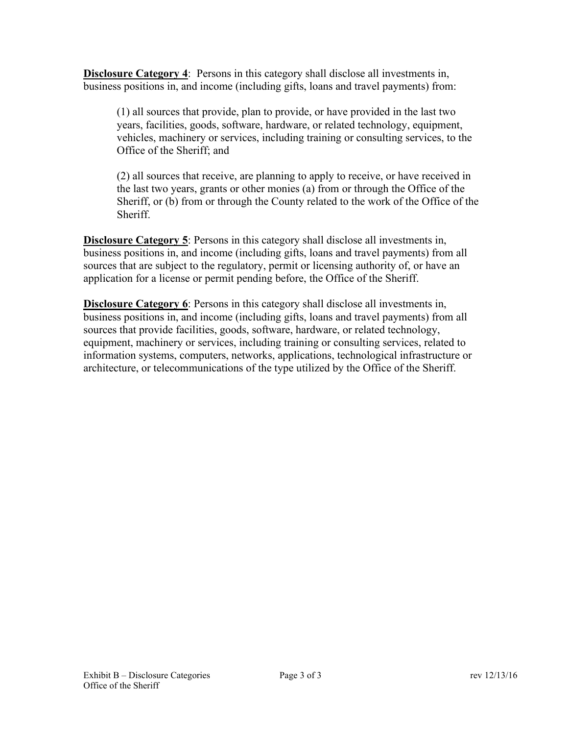**Disclosure Category 4**: Persons in this category shall disclose all investments in, business positions in, and income (including gifts, loans and travel payments) from:

(1) all sources that provide, plan to provide, or have provided in the last two years, facilities, goods, software, hardware, or related technology, equipment, vehicles, machinery or services, including training or consulting services, to the Office of the Sheriff; and

(2) all sources that receive, are planning to apply to receive, or have received in the last two years, grants or other monies (a) from or through the Office of the Sheriff, or (b) from or through the County related to the work of the Office of the Sheriff.

**Disclosure Category 5**: Persons in this category shall disclose all investments in, business positions in, and income (including gifts, loans and travel payments) from all sources that are subject to the regulatory, permit or licensing authority of, or have an application for a license or permit pending before, the Office of the Sheriff.

**Disclosure Category 6**: Persons in this category shall disclose all investments in, business positions in, and income (including gifts, loans and travel payments) from all sources that provide facilities, goods, software, hardware, or related technology, equipment, machinery or services, including training or consulting services, related to information systems, computers, networks, applications, technological infrastructure or architecture, or telecommunications of the type utilized by the Office of the Sheriff.